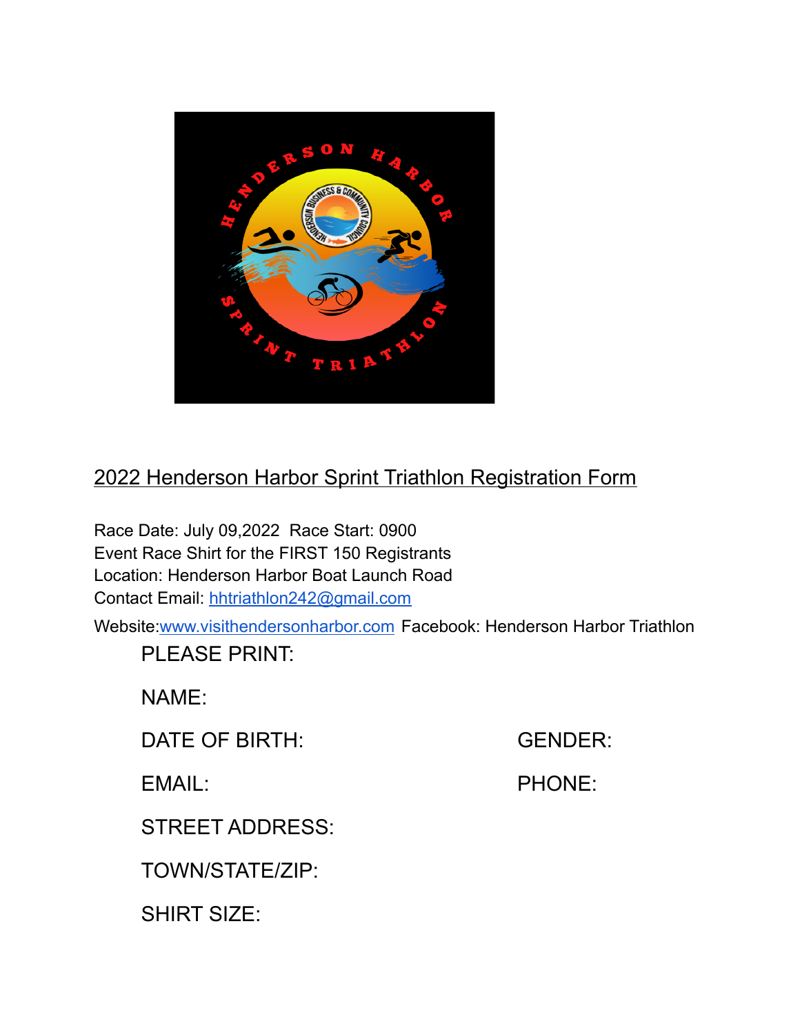## 2022 Henderson Harbor Sprint Triathlon Registration Form

Race Date: July 09,2022  Race Start: 0900
Event Race Shirt for the FIRST 150 Registrants
Location: Henderson Harbor Boat Launch Road
Contact Email: hhtriathlon242@gmail.com
Website:www.visithendersonharbor.com Facebook: Henderson Harbor Triathlon

PLEASE PRINT:

NAME:

DATE OF BIRTH: GENDER:

EMAIL: PHONE:

STREET ADDRESS:

TOWN/STATE/ZIP:

SHIRT SIZE: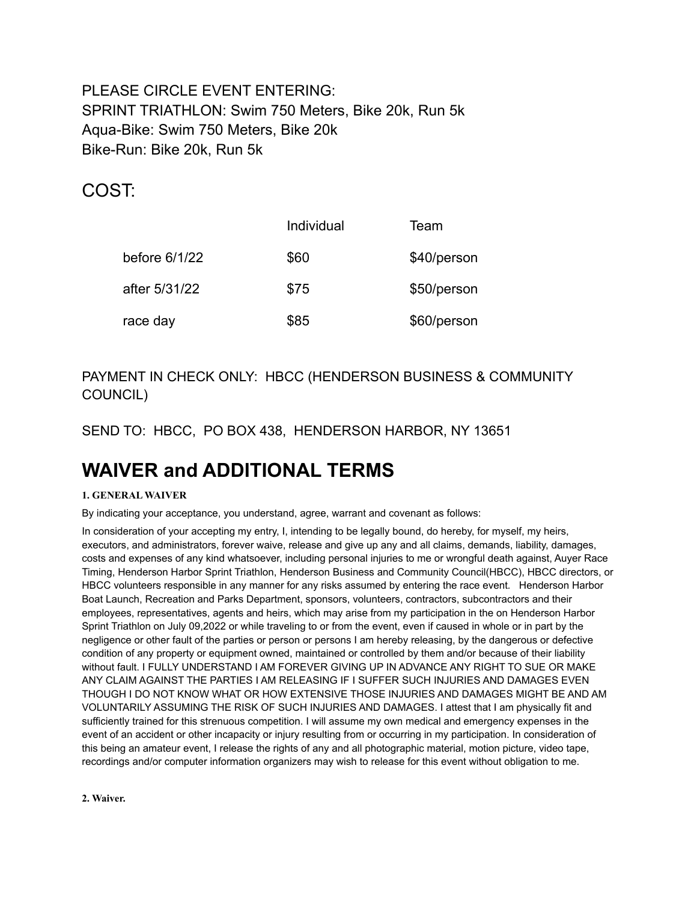PLEASE CIRCLE EVENT ENTERING:
SPRINT TRIATHLON: Swim 750 Meters, Bike 20k, Run 5k
Aqua-Bike: Swim 750 Meters, Bike 20k
Bike-Run: Bike 20k, Run 5k

## COST:

| | Individual | Team |
|---|---|---|
| before 6/1/22 | $60 | $40/person |
| after 5/31/22 | $75 | $50/person |
| race day | $85 | $60/person |

PAYMENT IN CHECK ONLY: HBCC (HENDERSON BUSINESS & COMMUNITY COUNCIL)

SEND TO: HBCC, PO BOX 438, HENDERSON HARBOR, NY 13651

# WAIVER and ADDITIONAL TERMS

**1. GENERAL WAIVER**

By indicating your acceptance, you understand, agree, warrant and covenant as follows:

In consideration of your accepting my entry, I, intending to be legally bound, do hereby, for myself, my heirs, executors, and administrators, forever waive, release and give up any and all claims, demands, liability, damages, costs and expenses of any kind whatsoever, including personal injuries to me or wrongful death against, Auyer Race Timing, Henderson Harbor Sprint Triathlon, Henderson Business and Community Council(HBCC), HBCC directors, or HBCC volunteers responsible in any manner for any risks assumed by entering the race event. Henderson Harbor Boat Launch, Recreation and Parks Department, sponsors, volunteers, contractors, subcontractors and their employees, representatives, agents and heirs, which may arise from my participation in the on Henderson Harbor Sprint Triathlon on July 09,2022 or while traveling to or from the event, even if caused in whole or in part by the negligence or other fault of the parties or person or persons I am hereby releasing, by the dangerous or defective condition of any property or equipment owned, maintained or controlled by them and/or because of their liability without fault. I FULLY UNDERSTAND I AM FOREVER GIVING UP IN ADVANCE ANY RIGHT TO SUE OR MAKE ANY CLAIM AGAINST THE PARTIES I AM RELEASING IF I SUFFER SUCH INJURIES AND DAMAGES EVEN THOUGH I DO NOT KNOW WHAT OR HOW EXTENSIVE THOSE INJURIES AND DAMAGES MIGHT BE AND AM VOLUNTARILY ASSUMING THE RISK OF SUCH INJURIES AND DAMAGES. I attest that I am physically fit and sufficiently trained for this strenuous competition. I will assume my own medical and emergency expenses in the event of an accident or other incapacity or injury resulting from or occurring in my participation. In consideration of this being an amateur event, I release the rights of any and all photographic material, motion picture, video tape, recordings and/or computer information organizers may wish to release for this event without obligation to me.

**2. Waiver.**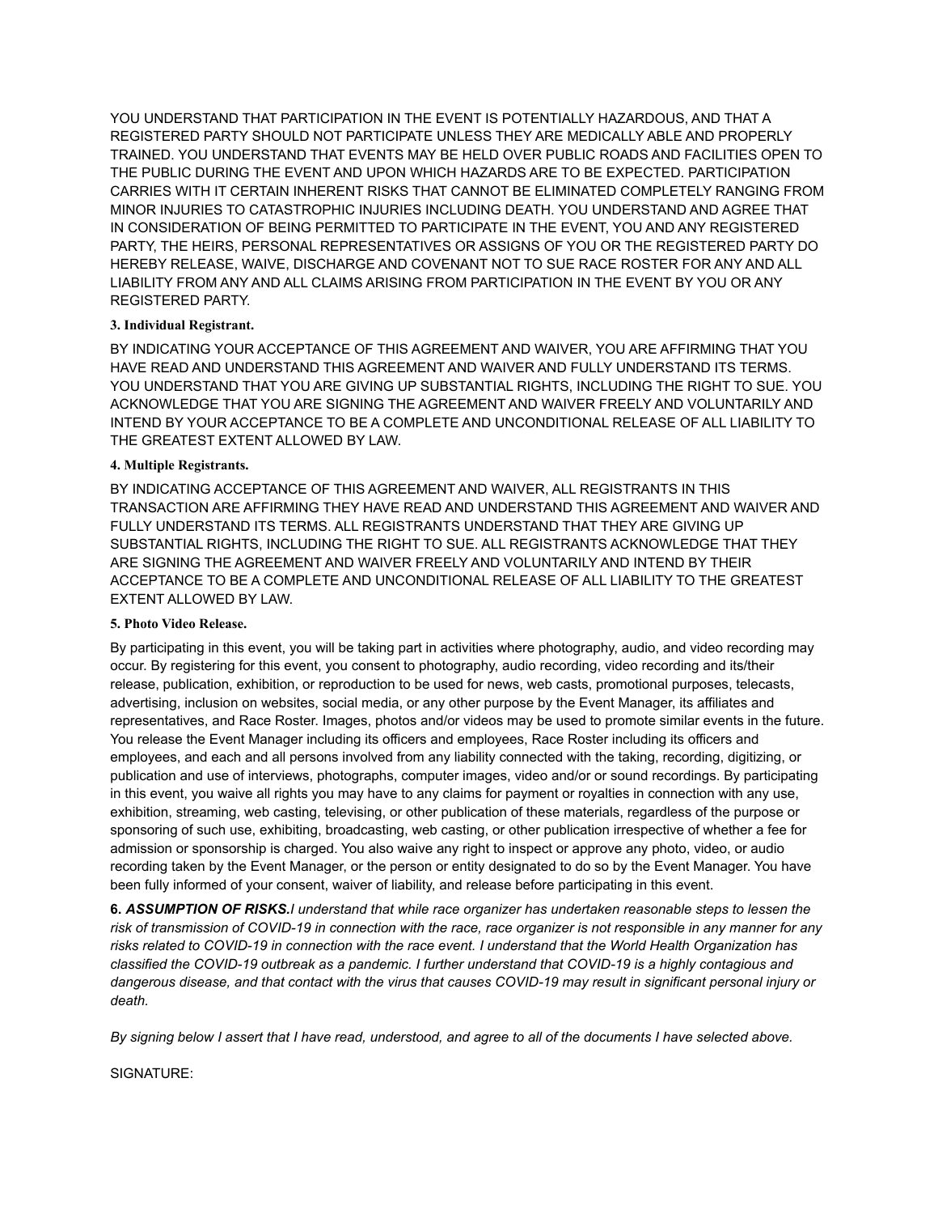YOU UNDERSTAND THAT PARTICIPATION IN THE EVENT IS POTENTIALLY HAZARDOUS, AND THAT A REGISTERED PARTY SHOULD NOT PARTICIPATE UNLESS THEY ARE MEDICALLY ABLE AND PROPERLY TRAINED. YOU UNDERSTAND THAT EVENTS MAY BE HELD OVER PUBLIC ROADS AND FACILITIES OPEN TO THE PUBLIC DURING THE EVENT AND UPON WHICH HAZARDS ARE TO BE EXPECTED. PARTICIPATION CARRIES WITH IT CERTAIN INHERENT RISKS THAT CANNOT BE ELIMINATED COMPLETELY RANGING FROM MINOR INJURIES TO CATASTROPHIC INJURIES INCLUDING DEATH. YOU UNDERSTAND AND AGREE THAT IN CONSIDERATION OF BEING PERMITTED TO PARTICIPATE IN THE EVENT, YOU AND ANY REGISTERED PARTY, THE HEIRS, PERSONAL REPRESENTATIVES OR ASSIGNS OF YOU OR THE REGISTERED PARTY DO HEREBY RELEASE, WAIVE, DISCHARGE AND COVENANT NOT TO SUE RACE ROSTER FOR ANY AND ALL LIABILITY FROM ANY AND ALL CLAIMS ARISING FROM PARTICIPATION IN THE EVENT BY YOU OR ANY REGISTERED PARTY.

**3. Individual Registrant.**

BY INDICATING YOUR ACCEPTANCE OF THIS AGREEMENT AND WAIVER, YOU ARE AFFIRMING THAT YOU HAVE READ AND UNDERSTAND THIS AGREEMENT AND WAIVER AND FULLY UNDERSTAND ITS TERMS. YOU UNDERSTAND THAT YOU ARE GIVING UP SUBSTANTIAL RIGHTS, INCLUDING THE RIGHT TO SUE. YOU ACKNOWLEDGE THAT YOU ARE SIGNING THE AGREEMENT AND WAIVER FREELY AND VOLUNTARILY AND INTEND BY YOUR ACCEPTANCE TO BE A COMPLETE AND UNCONDITIONAL RELEASE OF ALL LIABILITY TO THE GREATEST EXTENT ALLOWED BY LAW.

**4. Multiple Registrants.**

BY INDICATING ACCEPTANCE OF THIS AGREEMENT AND WAIVER, ALL REGISTRANTS IN THIS TRANSACTION ARE AFFIRMING THEY HAVE READ AND UNDERSTAND THIS AGREEMENT AND WAIVER AND FULLY UNDERSTAND ITS TERMS. ALL REGISTRANTS UNDERSTAND THAT THEY ARE GIVING UP SUBSTANTIAL RIGHTS, INCLUDING THE RIGHT TO SUE. ALL REGISTRANTS ACKNOWLEDGE THAT THEY ARE SIGNING THE AGREEMENT AND WAIVER FREELY AND VOLUNTARILY AND INTEND BY THEIR ACCEPTANCE TO BE A COMPLETE AND UNCONDITIONAL RELEASE OF ALL LIABILITY TO THE GREATEST EXTENT ALLOWED BY LAW.

**5. Photo Video Release.**

By participating in this event, you will be taking part in activities where photography, audio, and video recording may occur. By registering for this event, you consent to photography, audio recording, video recording and its/their release, publication, exhibition, or reproduction to be used for news, web casts, promotional purposes, telecasts, advertising, inclusion on websites, social media, or any other purpose by the Event Manager, its affiliates and representatives, and Race Roster. Images, photos and/or videos may be used to promote similar events in the future. You release the Event Manager including its officers and employees, Race Roster including its officers and employees, and each and all persons involved from any liability connected with the taking, recording, digitizing, or publication and use of interviews, photographs, computer images, video and/or or sound recordings. By participating in this event, you waive all rights you may have to any claims for payment or royalties in connection with any use, exhibition, streaming, web casting, televising, or other publication of these materials, regardless of the purpose or sponsoring of such use, exhibiting, broadcasting, web casting, or other publication irrespective of whether a fee for admission or sponsorship is charged. You also waive any right to inspect or approve any photo, video, or audio recording taken by the Event Manager, or the person or entity designated to do so by the Event Manager. You have been fully informed of your consent, waiver of liability, and release before participating in this event.

**6. *ASSUMPTION OF RISKS.*** *I understand that while race organizer has undertaken reasonable steps to lessen the risk of transmission of COVID-19 in connection with the race, race organizer is not responsible in any manner for any risks related to COVID-19 in connection with the race event. I understand that the World Health Organization has classified the COVID-19 outbreak as a pandemic. I further understand that COVID-19 is a highly contagious and dangerous disease, and that contact with the virus that causes COVID-19 may result in significant personal injury or death.*

*By signing below I assert that I have read, understood, and agree to all of the documents I have selected above.*

SIGNATURE: